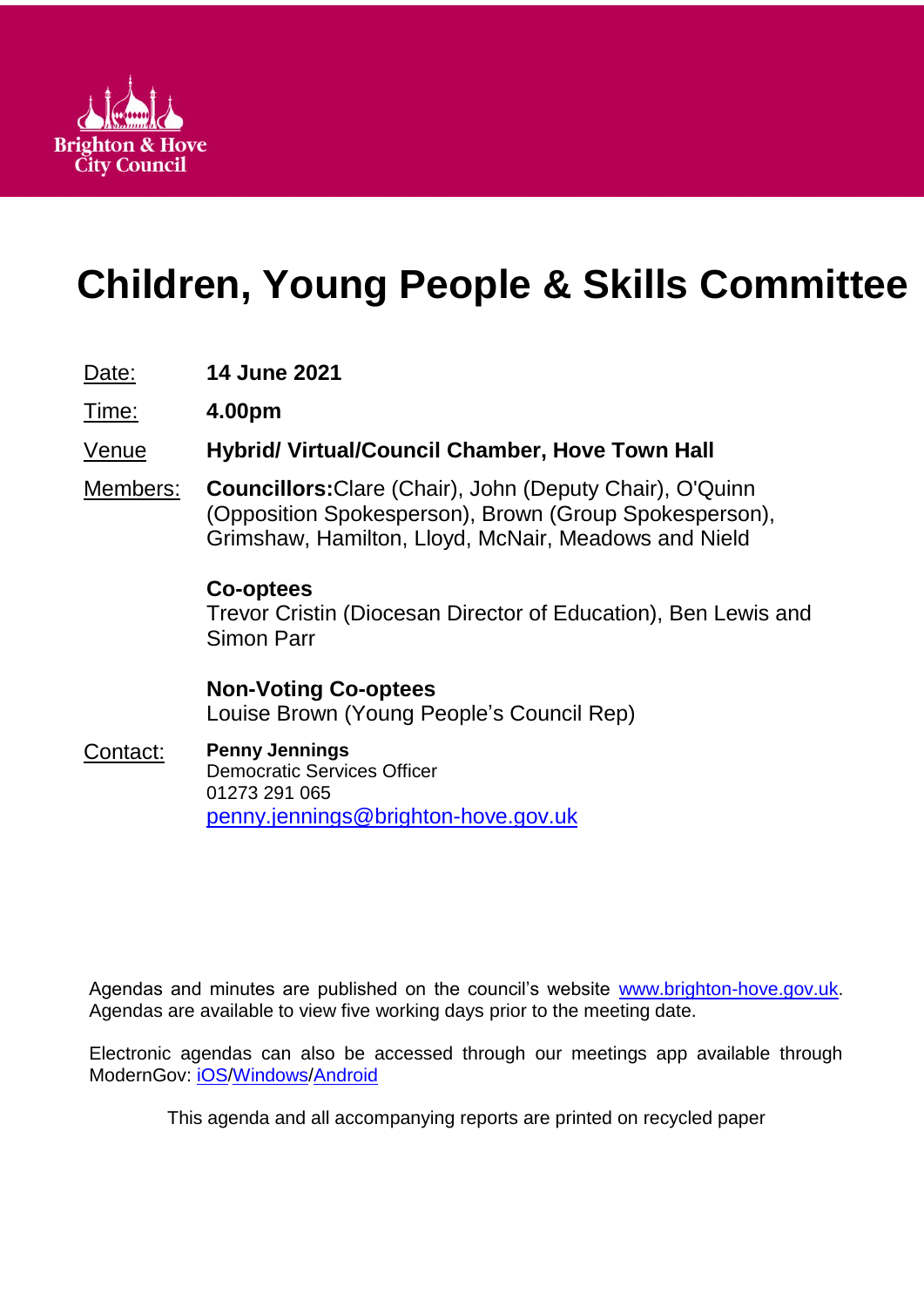Brighton & Hove City Council

# Children, Young People & Skills Committee

Date: **14 June 2021**

Time: **4.00pm**

Venue **Hybrid/ Virtual/Council Chamber, Hove Town Hall**

Members: **Councillors:** Clare (Chair), John (Deputy Chair), O'Quinn (Opposition Spokesperson), Brown (Group Spokesperson), Grimshaw, Hamilton, Lloyd, McNair, Meadows and Nield

**Co-optees**
Trevor Cristin (Diocesan Director of Education), Ben Lewis and Simon Parr

**Non-Voting Co-optees**
Louise Brown (Young People's Council Rep)

Contact: **Penny Jennings**
Democratic Services Officer
01273 291 065
penny.jennings@brighton-hove.gov.uk

Agendas and minutes are published on the council's website www.brighton-hove.gov.uk. Agendas are available to view five working days prior to the meeting date.

Electronic agendas can also be accessed through our meetings app available through ModernGov: iOS/Windows/Android

This agenda and all accompanying reports are printed on recycled paper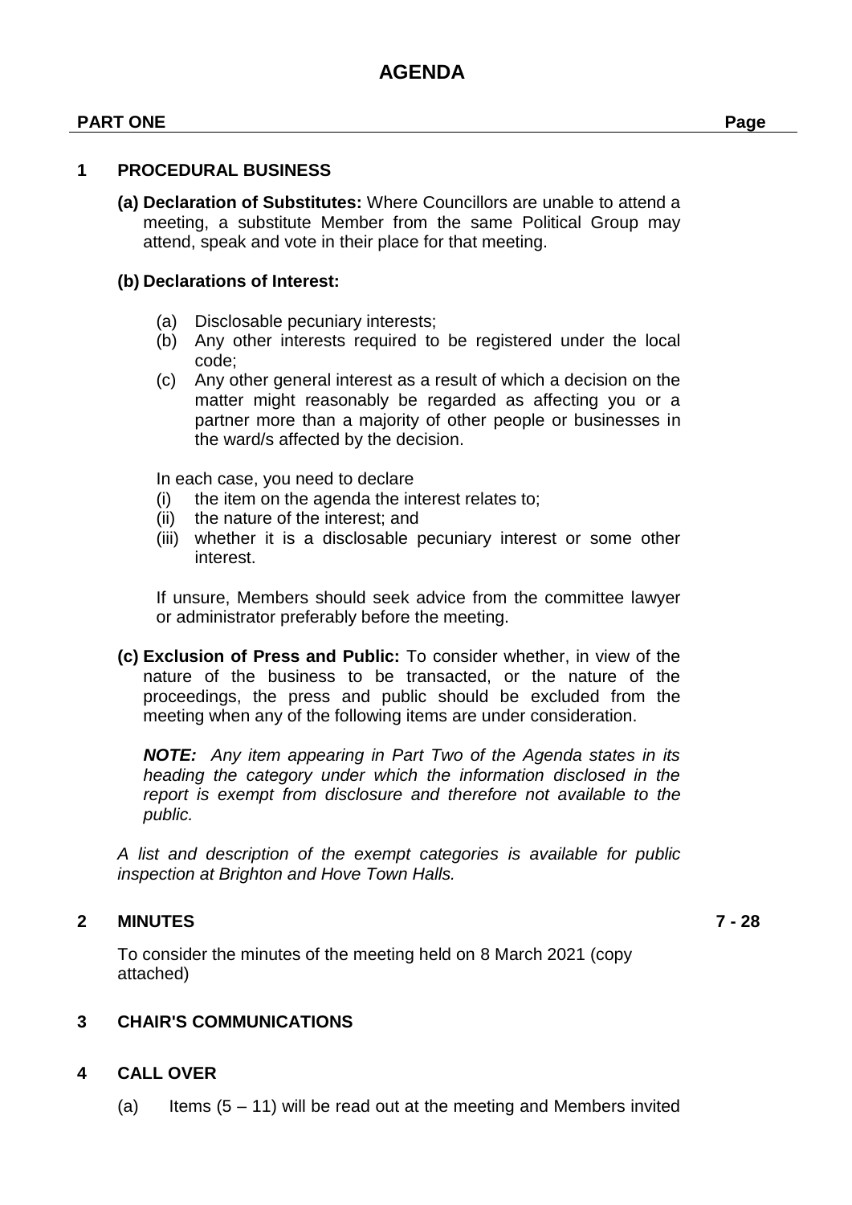# AGENDA

**PART ONE** **Page**

## 1 PROCEDURAL BUSINESS

**(a) Declaration of Substitutes:** Where Councillors are unable to attend a meeting, a substitute Member from the same Political Group may attend, speak and vote in their place for that meeting.

**(b) Declarations of Interest:**

(a) Disclosable pecuniary interests;
(b) Any other interests required to be registered under the local code;
(c) Any other general interest as a result of which a decision on the matter might reasonably be regarded as affecting you or a partner more than a majority of other people or businesses in the ward/s affected by the decision.

In each case, you need to declare
(i) the item on the agenda the interest relates to;
(ii) the nature of the interest; and
(iii) whether it is a disclosable pecuniary interest or some other interest.

If unsure, Members should seek advice from the committee lawyer or administrator preferably before the meeting.

**(c) Exclusion of Press and Public:** To consider whether, in view of the nature of the business to be transacted, or the nature of the proceedings, the press and public should be excluded from the meeting when any of the following items are under consideration.

***NOTE:*** *Any item appearing in Part Two of the Agenda states in its heading the category under which the information disclosed in the report is exempt from disclosure and therefore not available to the public.*

*A list and description of the exempt categories is available for public inspection at Brighton and Hove Town Halls.*

## 2 MINUTES — 7 - 28

To consider the minutes of the meeting held on 8 March 2021 (copy attached)

## 3 CHAIR'S COMMUNICATIONS

## 4 CALL OVER

(a) Items (5 – 11) will be read out at the meeting and Members invited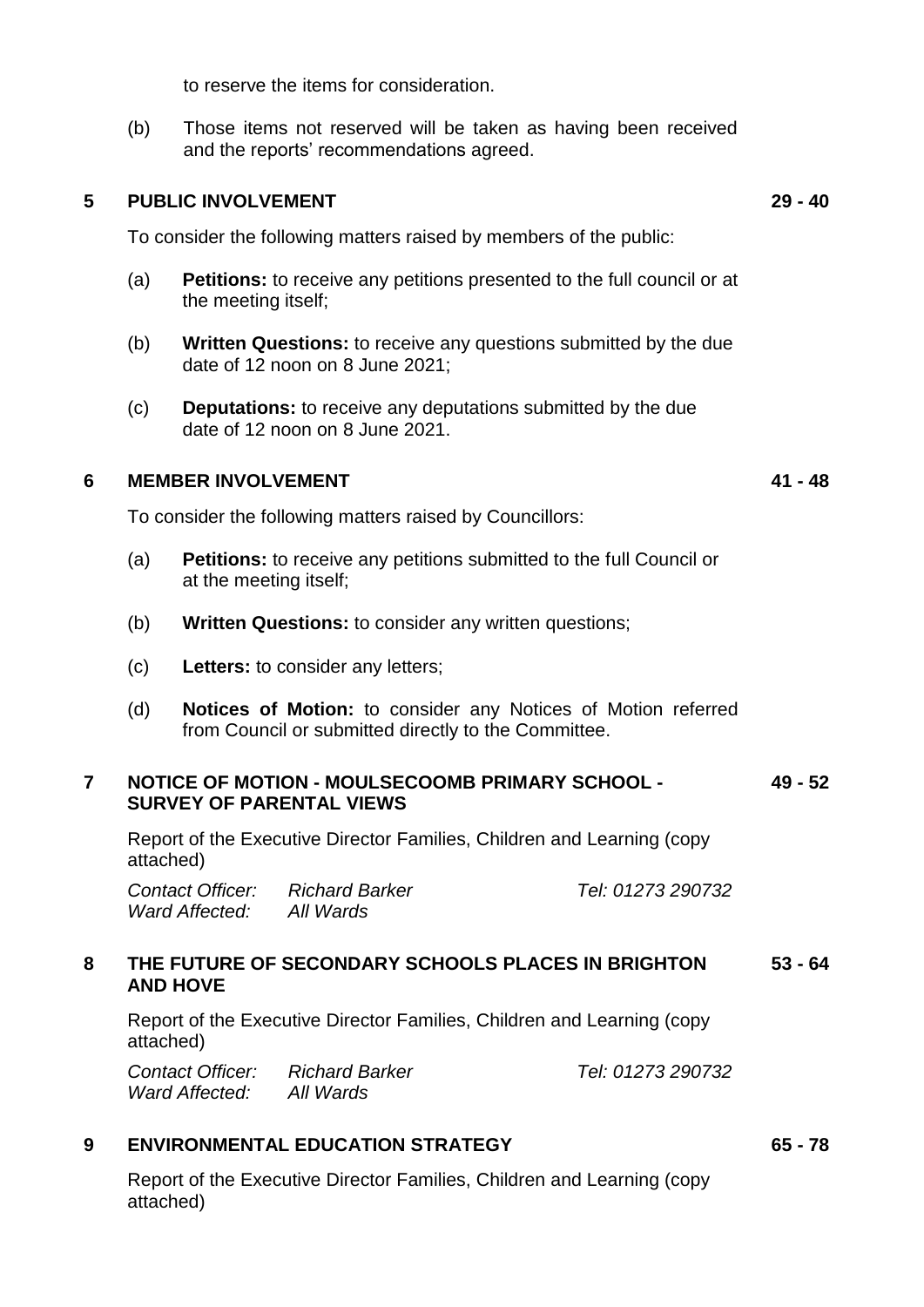to reserve the items for consideration.

(b) Those items not reserved will be taken as having been received and the reports' recommendations agreed.

## 5 PUBLIC INVOLVEMENT — 29 - 40

To consider the following matters raised by members of the public:

(a) **Petitions:** to receive any petitions presented to the full council or at the meeting itself;

(b) **Written Questions:** to receive any questions submitted by the due date of 12 noon on 8 June 2021;

(c) **Deputations:** to receive any deputations submitted by the due date of 12 noon on 8 June 2021.

## 6 MEMBER INVOLVEMENT — 41 - 48

To consider the following matters raised by Councillors:

(a) **Petitions:** to receive any petitions submitted to the full Council or at the meeting itself;

(b) **Written Questions:** to consider any written questions;

(c) **Letters:** to consider any letters;

(d) **Notices of Motion:** to consider any Notices of Motion referred from Council or submitted directly to the Committee.

## 7 NOTICE OF MOTION - MOULSECOOMB PRIMARY SCHOOL - SURVEY OF PARENTAL VIEWS — 49 - 52

Report of the Executive Director Families, Children and Learning (copy attached)

*Contact Officer:* *Richard Barker* *Tel: 01273 290732*
*Ward Affected:* *All Wards*

## 8 THE FUTURE OF SECONDARY SCHOOLS PLACES IN BRIGHTON AND HOVE — 53 - 64

Report of the Executive Director Families, Children and Learning (copy attached)

*Contact Officer:* *Richard Barker* *Tel: 01273 290732*
*Ward Affected:* *All Wards*

## 9 ENVIRONMENTAL EDUCATION STRATEGY — 65 - 78

Report of the Executive Director Families, Children and Learning (copy attached)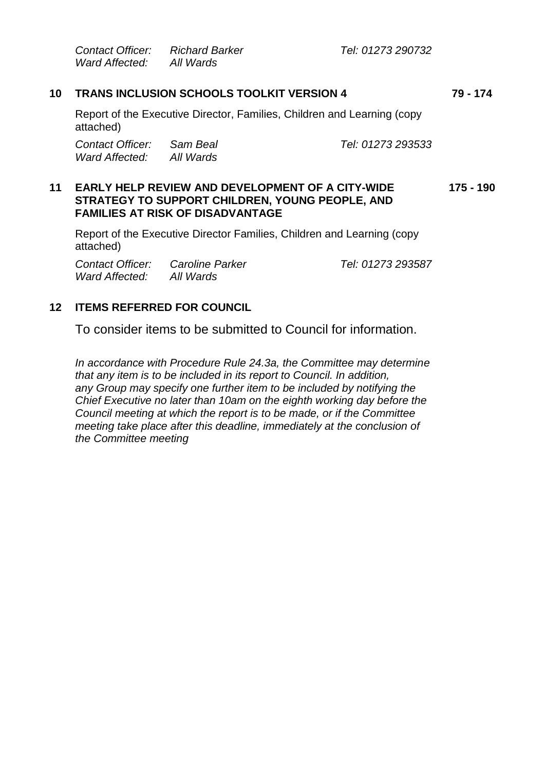*Contact Officer:* *Richard Barker* *Tel: 01273 290732*
*Ward Affected:* *All Wards*

**10 TRANS INCLUSION SCHOOLS TOOLKIT VERSION 4** **79 - 174**

Report of the Executive Director, Families, Children and Learning (copy attached)

*Contact Officer:* *Sam Beal* *Tel: 01273 293533*
*Ward Affected:* *All Wards*

**11 EARLY HELP REVIEW AND DEVELOPMENT OF A CITY-WIDE STRATEGY TO SUPPORT CHILDREN, YOUNG PEOPLE, AND FAMILIES AT RISK OF DISADVANTAGE** **175 - 190**

Report of the Executive Director Families, Children and Learning (copy attached)

*Contact Officer:* *Caroline Parker* *Tel: 01273 293587*
*Ward Affected:* *All Wards*

**12 ITEMS REFERRED FOR COUNCIL**

To consider items to be submitted to Council for information.

*In accordance with Procedure Rule 24.3a, the Committee may determine that any item is to be included in its report to Council. In addition, any Group may specify one further item to be included by notifying the Chief Executive no later than 10am on the eighth working day before the Council meeting at which the report is to be made, or if the Committee meeting take place after this deadline, immediately at the conclusion of the Committee meeting*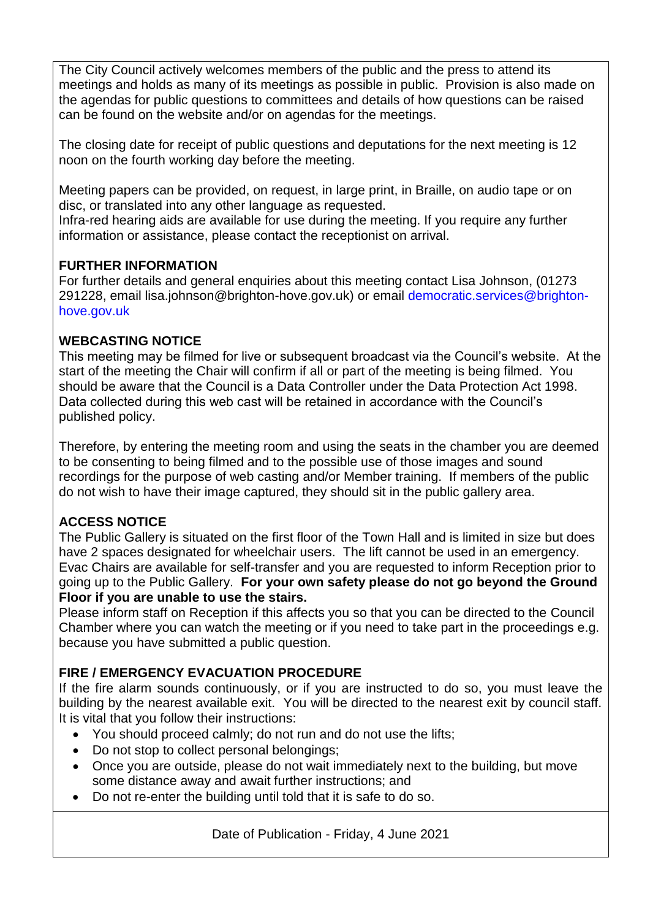The City Council actively welcomes members of the public and the press to attend its meetings and holds as many of its meetings as possible in public. Provision is also made on the agendas for public questions to committees and details of how questions can be raised can be found on the website and/or on agendas for the meetings.

The closing date for receipt of public questions and deputations for the next meeting is 12 noon on the fourth working day before the meeting.

Meeting papers can be provided, on request, in large print, in Braille, on audio tape or on disc, or translated into any other language as requested.
Infra-red hearing aids are available for use during the meeting. If you require any further information or assistance, please contact the receptionist on arrival.

## FURTHER INFORMATION

For further details and general enquiries about this meeting contact Lisa Johnson, (01273 291228, email lisa.johnson@brighton-hove.gov.uk) or email democratic.services@brighton-hove.gov.uk

## WEBCASTING NOTICE

This meeting may be filmed for live or subsequent broadcast via the Council's website. At the start of the meeting the Chair will confirm if all or part of the meeting is being filmed. You should be aware that the Council is a Data Controller under the Data Protection Act 1998. Data collected during this web cast will be retained in accordance with the Council's published policy.

Therefore, by entering the meeting room and using the seats in the chamber you are deemed to be consenting to being filmed and to the possible use of those images and sound recordings for the purpose of web casting and/or Member training. If members of the public do not wish to have their image captured, they should sit in the public gallery area.

## ACCESS NOTICE

The Public Gallery is situated on the first floor of the Town Hall and is limited in size but does have 2 spaces designated for wheelchair users. The lift cannot be used in an emergency. Evac Chairs are available for self-transfer and you are requested to inform Reception prior to going up to the Public Gallery. **For your own safety please do not go beyond the Ground Floor if you are unable to use the stairs.**
Please inform staff on Reception if this affects you so that you can be directed to the Council Chamber where you can watch the meeting or if you need to take part in the proceedings e.g. because you have submitted a public question.

## FIRE / EMERGENCY EVACUATION PROCEDURE

If the fire alarm sounds continuously, or if you are instructed to do so, you must leave the building by the nearest available exit. You will be directed to the nearest exit by council staff. It is vital that you follow their instructions:

- You should proceed calmly; do not run and do not use the lifts;
- Do not stop to collect personal belongings;
- Once you are outside, please do not wait immediately next to the building, but move some distance away and await further instructions; and
- Do not re-enter the building until told that it is safe to do so.

Date of Publication - Friday, 4 June 2021